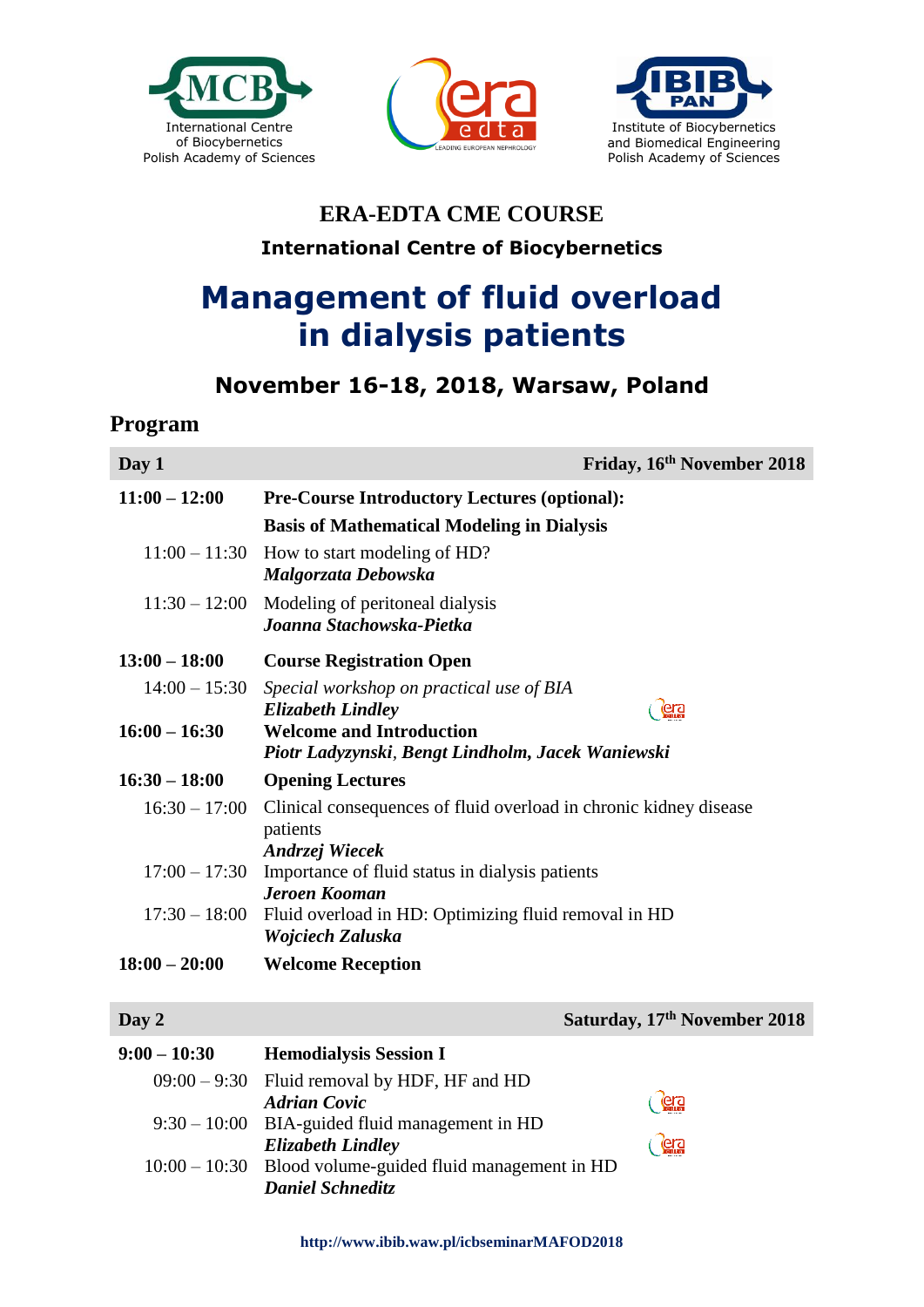International Centre of Biocybernetics Polish Academy of Sciences

Institute of Biocybernetics and Biomedical Engineering Polish Academy of Sciences

## ERA-EDTA CME COURSE

**International Centre of Biocybernetics**

# Management of fluid overload in dialysis patients

## November 16-18, 2018, Warsaw, Poland

## Program

| **Day 1** | **Friday, 16th November 2018** |
|---|---|
| **11:00 – 12:00** | **Pre-Course Introductory Lectures (optional):** |
| | **Basis of Mathematical Modeling in Dialysis** |
| 11:00 – 11:30 | How to start modeling of HD? *Malgorzata Debowska* |
| 11:30 – 12:00 | Modeling of peritoneal dialysis *Joanna Stachowska-Pietka* |
| **13:00 – 18:00** | **Course Registration Open** |
| 14:00 – 15:30 | *Special workshop on practical use of BIA* ***Elizabeth Lindley*** |
| **16:00 – 16:30** | **Welcome and Introduction** *Piotr Ladyzynski, Bengt Lindholm, Jacek Waniewski* |
| **16:30 – 18:00** | **Opening Lectures** |
| 16:30 – 17:00 | Clinical consequences of fluid overload in chronic kidney disease patients *Andrzej Wiecek* |
| 17:00 – 17:30 | Importance of fluid status in dialysis patients *Jeroen Kooman* |
| 17:30 – 18:00 | Fluid overload in HD: Optimizing fluid removal in HD *Wojciech Zaluska* |
| **18:00 – 20:00** | **Welcome Reception** |

| **Day 2** | **Saturday, 17th November 2018** |
|---|---|
| **9:00 – 10:30** | **Hemodialysis Session I** |
| 09:00 – 9:30 | Fluid removal by HDF, HF and HD *Adrian Covic* |
| 9:30 – 10:00 | BIA-guided fluid management in HD *Elizabeth Lindley* |
| 10:00 – 10:30 | Blood volume-guided fluid management in HD *Daniel Schneditz* |

**http://www.ibib.waw.pl/icbseminarMAFOD2018**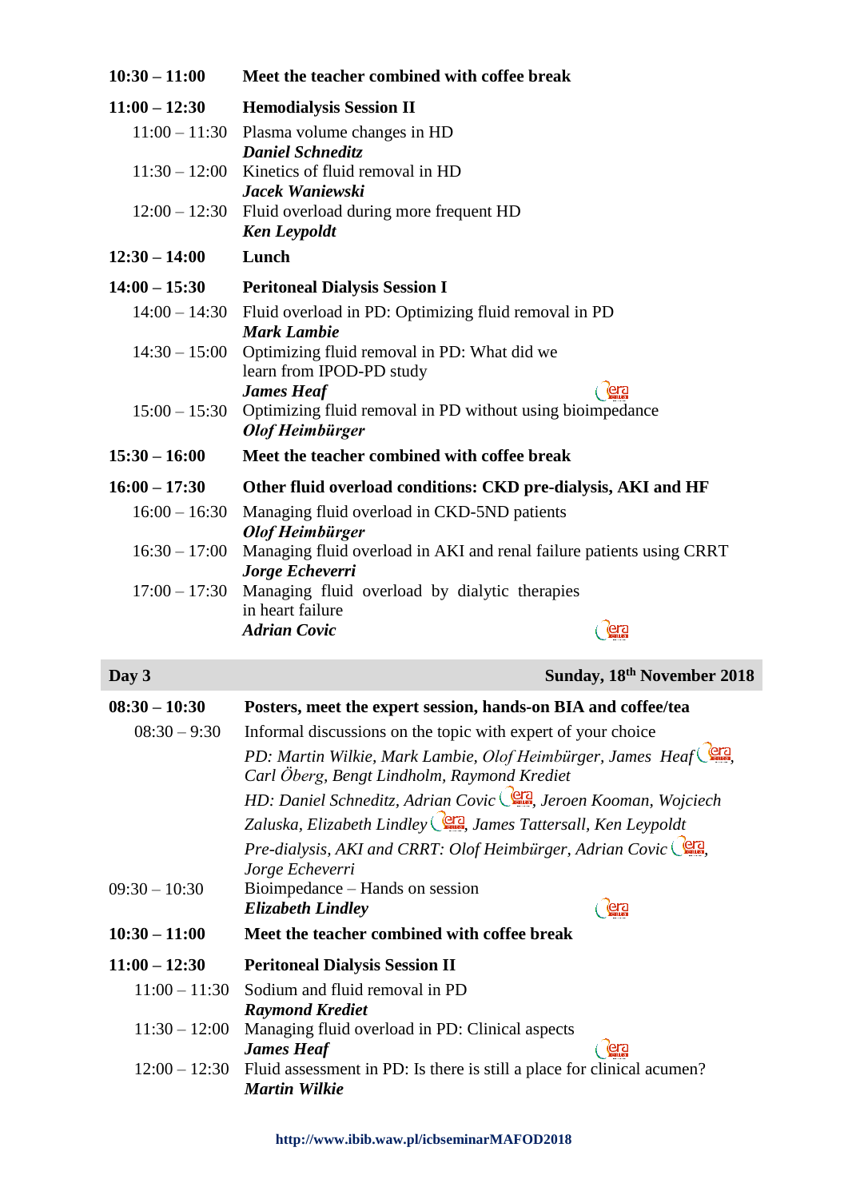**10:30 – 11:00** **Meet the teacher combined with coffee break**

**11:00 – 12:30** **Hemodialysis Session II**

- 11:00 – 11:30 Plasma volume changes in HD
  ***Daniel Schneditz***
- 11:30 – 12:00 Kinetics of fluid removal in HD
  ***Jacek Waniewski***
- 12:00 – 12:30 Fluid overload during more frequent HD
  ***Ken Leypoldt***

**12:30 – 14:00** **Lunch**

**14:00 – 15:30** **Peritoneal Dialysis Session I**

- 14:00 – 14:30 Fluid overload in PD: Optimizing fluid removal in PD
  ***Mark Lambie***
- 14:30 – 15:00 Optimizing fluid removal in PD: What did we learn from IPOD-PD study
  ***James Heaf***
- 15:00 – 15:30 Optimizing fluid removal in PD without using bioimpedance
  ***Olof Heimbürger***

**15:30 – 16:00** **Meet the teacher combined with coffee break**

**16:00 – 17:30** **Other fluid overload conditions: CKD pre-dialysis, AKI and HF**

- 16:00 – 16:30 Managing fluid overload in CKD-5ND patients
  ***Olof Heimbürger***
- 16:30 – 17:00 Managing fluid overload in AKI and renal failure patients using CRRT
  ***Jorge Echeverri***
- 17:00 – 17:30 Managing fluid overload by dialytic therapies in heart failure
  ***Adrian Covic***

## Day 3 — Sunday, 18th November 2018

**08:30 – 10:30** **Posters, meet the expert session, hands-on BIA and coffee/tea**

- 08:30 – 9:30 Informal discussions on the topic with expert of your choice

  *PD: Martin Wilkie, Mark Lambie, Olof Heimbürger, James Heaf, Carl Öberg, Bengt Lindholm, Raymond Krediet*

  *HD: Daniel Schneditz, Adrian Covic, Jeroen Kooman, Wojciech Zaluska, Elizabeth Lindley, James Tattersall, Ken Leypoldt*

  *Pre-dialysis, AKI and CRRT: Olof Heimbürger, Adrian Covic, Jorge Echeverri*

- 09:30 – 10:30 Bioimpedance – Hands on session
  ***Elizabeth Lindley***

**10:30 – 11:00** **Meet the teacher combined with coffee break**

**11:00 – 12:30** **Peritoneal Dialysis Session II**

- 11:00 – 11:30 Sodium and fluid removal in PD
  ***Raymond Krediet***
- 11:30 – 12:00 Managing fluid overload in PD: Clinical aspects
  ***James Heaf***
- 12:00 – 12:30 Fluid assessment in PD: Is there is still a place for clinical acumen?
  ***Martin Wilkie***

**http://www.ibib.waw.pl/icbseminarMAFOD2018**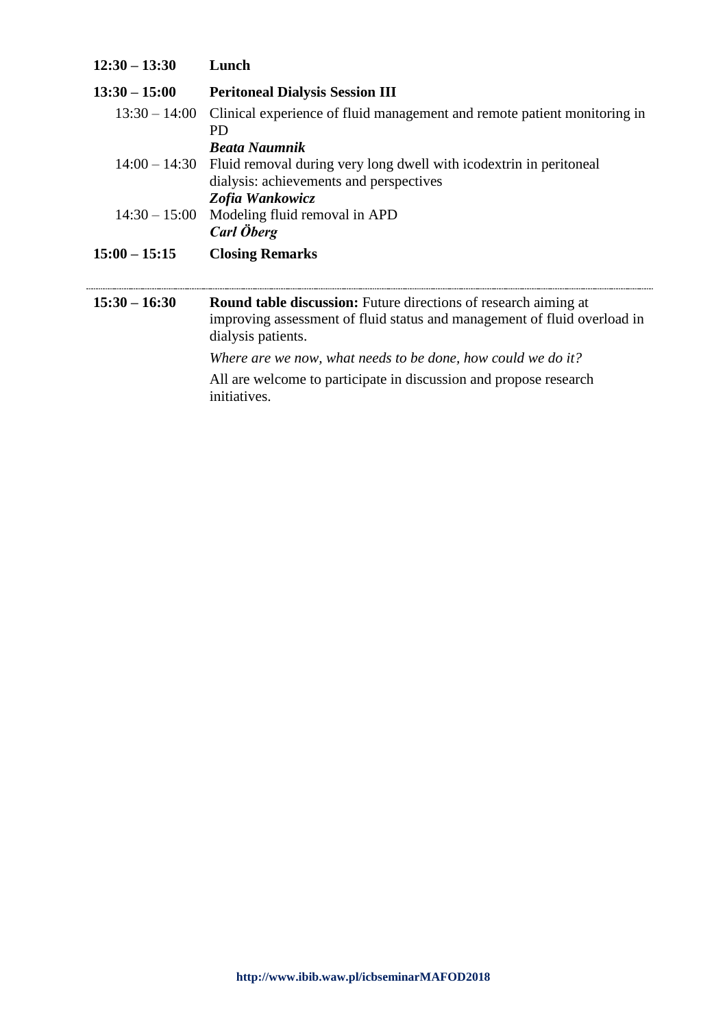**12:30 – 13:30** **Lunch**

**13:30 – 15:00** **Peritoneal Dialysis Session III**

13:30 – 14:00 Clinical experience of fluid management and remote patient monitoring in PD
***Beata Naumnik***

14:00 – 14:30 Fluid removal during very long dwell with icodextrin in peritoneal dialysis: achievements and perspectives
***Zofia Wankowicz***

14:30 – 15:00 Modeling fluid removal in APD
***Carl Öberg***

**15:00 – 15:15** **Closing Remarks**

---

**15:30 – 16:30** **Round table discussion:** Future directions of research aiming at improving assessment of fluid status and management of fluid overload in dialysis patients.

*Where are we now, what needs to be done, how could we do it?*

All are welcome to participate in discussion and propose research initiatives.